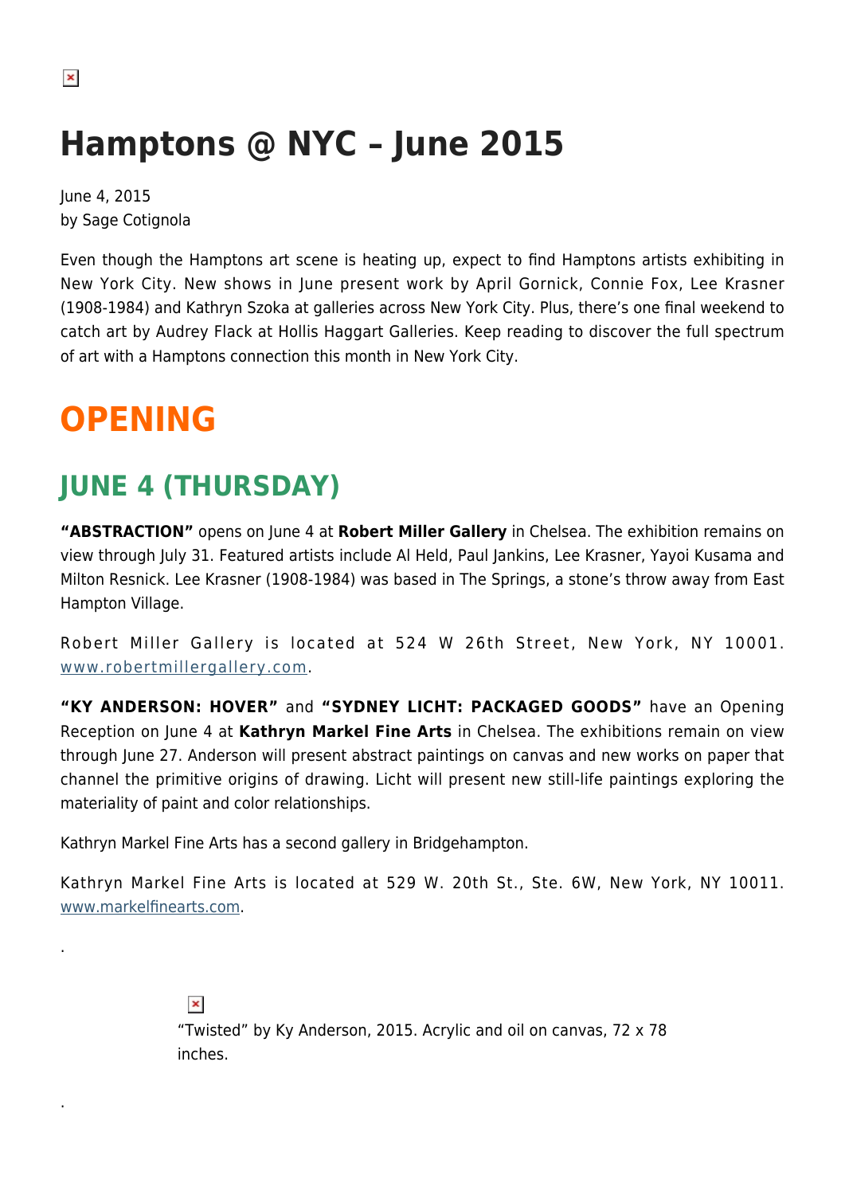# Hamptons @ NYC – June 2015

June 4, 2015
by Sage Cotignola

Even though the Hamptons art scene is heating up, expect to find Hamptons artists exhibiting in New York City. New shows in June present work by April Gornick, Connie Fox, Lee Krasner (1908-1984) and Kathryn Szoka at galleries across New York City. Plus, there's one final weekend to catch art by Audrey Flack at Hollis Haggart Galleries. Keep reading to discover the full spectrum of art with a Hamptons connection this month in New York City.

# OPENING

## JUNE 4 (THURSDAY)

**"ABSTRACTION"** opens on June 4 at **Robert Miller Gallery** in Chelsea. The exhibition remains on view through July 31. Featured artists include Al Held, Paul Jankins, Lee Krasner, Yayoi Kusama and Milton Resnick. Lee Krasner (1908-1984) was based in The Springs, a stone's throw away from East Hampton Village.

Robert Miller Gallery is located at 524 W 26th Street, New York, NY 10001. www.robertmillergallery.com.

**"KY ANDERSON: HOVER"** and **"SYDNEY LICHT: PACKAGED GOODS"** have an Opening Reception on June 4 at **Kathryn Markel Fine Arts** in Chelsea. The exhibitions remain on view through June 27. Anderson will present abstract paintings on canvas and new works on paper that channel the primitive origins of drawing. Licht will present new still-life paintings exploring the materiality of paint and color relationships.

Kathryn Markel Fine Arts has a second gallery in Bridgehampton.

Kathryn Markel Fine Arts is located at 529 W. 20th St., Ste. 6W, New York, NY 10011. www.markelfinearts.com.

.

"Twisted" by Ky Anderson, 2015. Acrylic and oil on canvas, 72 x 78 inches.

.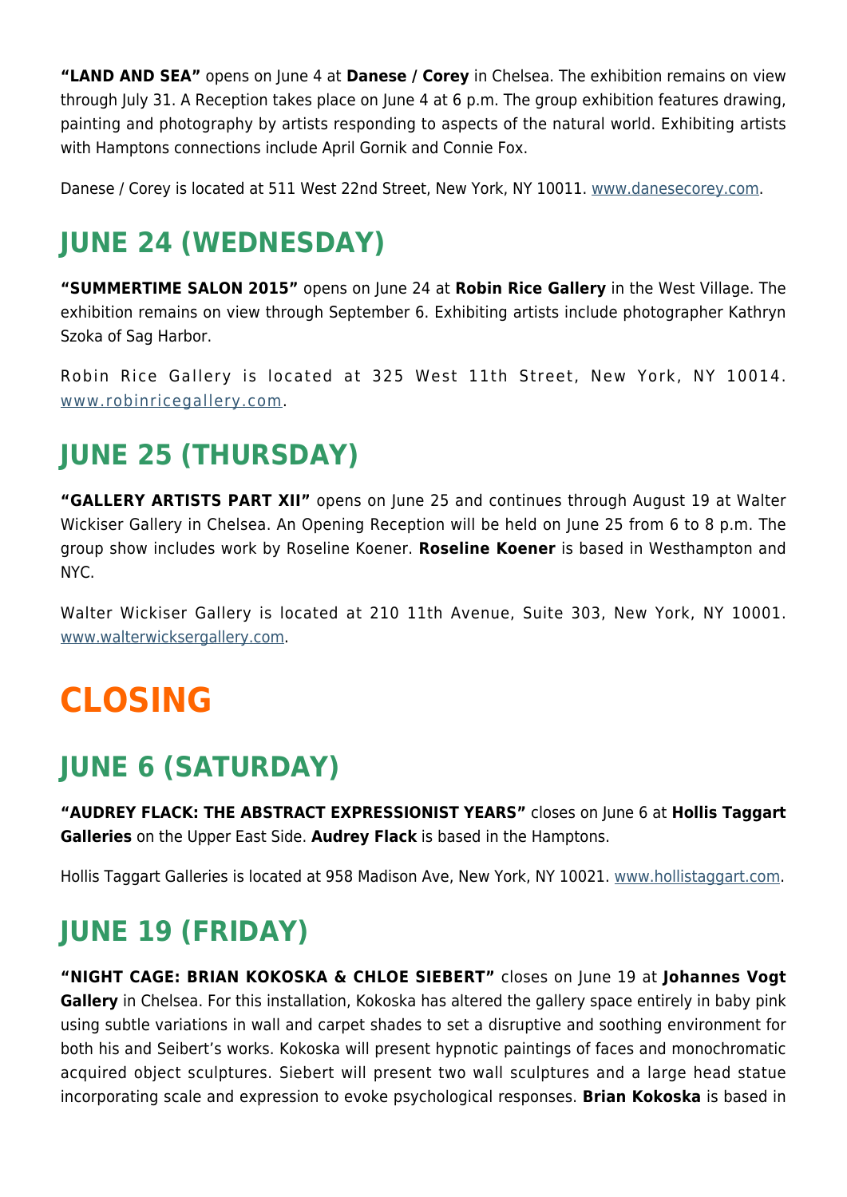**"LAND AND SEA"** opens on June 4 at **Danese / Corey** in Chelsea. The exhibition remains on view through July 31. A Reception takes place on June 4 at 6 p.m. The group exhibition features drawing, painting and photography by artists responding to aspects of the natural world. Exhibiting artists with Hamptons connections include April Gornik and Connie Fox.

Danese / Corey is located at 511 West 22nd Street, New York, NY 10011. [www.danesecorey.com](www.danesecorey.com).

## JUNE 24 (WEDNESDAY)

**"SUMMERTIME SALON 2015"** opens on June 24 at **Robin Rice Gallery** in the West Village. The exhibition remains on view through September 6. Exhibiting artists include photographer Kathryn Szoka of Sag Harbor.

Robin Rice Gallery is located at 325 West 11th Street, New York, NY 10014. [www.robinricegallery.com](www.robinricegallery.com).

## JUNE 25 (THURSDAY)

**"GALLERY ARTISTS PART XII"** opens on June 25 and continues through August 19 at Walter Wickiser Gallery in Chelsea. An Opening Reception will be held on June 25 from 6 to 8 p.m. The group show includes work by Roseline Koener. **Roseline Koener** is based in Westhampton and NYC.

Walter Wickiser Gallery is located at 210 11th Avenue, Suite 303, New York, NY 10001. [www.walterwicksergallery.com](www.walterwicksergallery.com).

# CLOSING

## JUNE 6 (SATURDAY)

**"AUDREY FLACK: THE ABSTRACT EXPRESSIONIST YEARS"** closes on June 6 at **Hollis Taggart Galleries** on the Upper East Side. **Audrey Flack** is based in the Hamptons.

Hollis Taggart Galleries is located at 958 Madison Ave, New York, NY 10021. [www.hollistaggart.com](www.hollistaggart.com).

## JUNE 19 (FRIDAY)

**"NIGHT CAGE: BRIAN KOKOSKA & CHLOE SIEBERT"** closes on June 19 at **Johannes Vogt Gallery** in Chelsea. For this installation, Kokoska has altered the gallery space entirely in baby pink using subtle variations in wall and carpet shades to set a disruptive and soothing environment for both his and Seibert's works. Kokoska will present hypnotic paintings of faces and monochromatic acquired object sculptures. Siebert will present two wall sculptures and a large head statue incorporating scale and expression to evoke psychological responses. **Brian Kokoska** is based in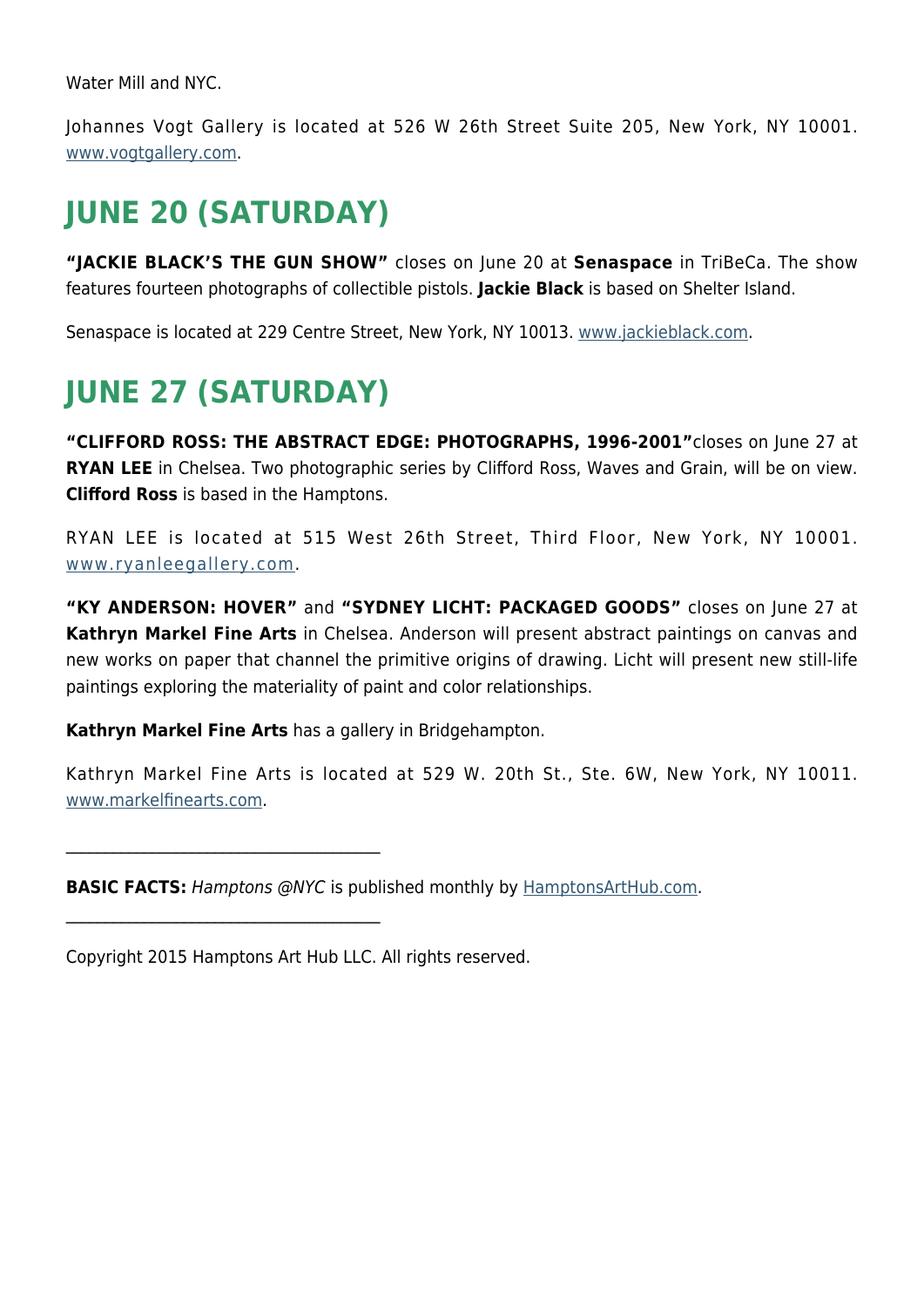Water Mill and NYC.

Johannes Vogt Gallery is located at 526 W 26th Street Suite 205, New York, NY 10001. [www.vogtgallery.com](http://www.vogtgallery.com).

## JUNE 20 (SATURDAY)

**"JACKIE BLACK'S THE GUN SHOW"** closes on June 20 at **Senaspace** in TriBeCa. The show features fourteen photographs of collectible pistols. **Jackie Black** is based on Shelter Island.

Senaspace is located at 229 Centre Street, New York, NY 10013. [www.jackieblack.com](http://www.jackieblack.com).

## JUNE 27 (SATURDAY)

**"CLIFFORD ROSS: THE ABSTRACT EDGE: PHOTOGRAPHS, 1996-2001"**closes on June 27 at **RYAN LEE** in Chelsea. Two photographic series by Clifford Ross, Waves and Grain, will be on view. **Clifford Ross** is based in the Hamptons.

RYAN LEE is located at 515 West 26th Street, Third Floor, New York, NY 10001. [www.ryanleegallery.com](http://www.ryanleegallery.com).

**"KY ANDERSON: HOVER"** and **"SYDNEY LICHT: PACKAGED GOODS"** closes on June 27 at **Kathryn Markel Fine Arts** in Chelsea. Anderson will present abstract paintings on canvas and new works on paper that channel the primitive origins of drawing. Licht will present new still-life paintings exploring the materiality of paint and color relationships.

**Kathryn Markel Fine Arts** has a gallery in Bridgehampton.

Kathryn Markel Fine Arts is located at 529 W. 20th St., Ste. 6W, New York, NY 10011. [www.markelfinearts.com](http://www.markelfinearts.com).

---

**BASIC FACTS:** *Hamptons @NYC* is published monthly by [HamptonsArtHub.com](http://HamptonsArtHub.com).

---

Copyright 2015 Hamptons Art Hub LLC. All rights reserved.